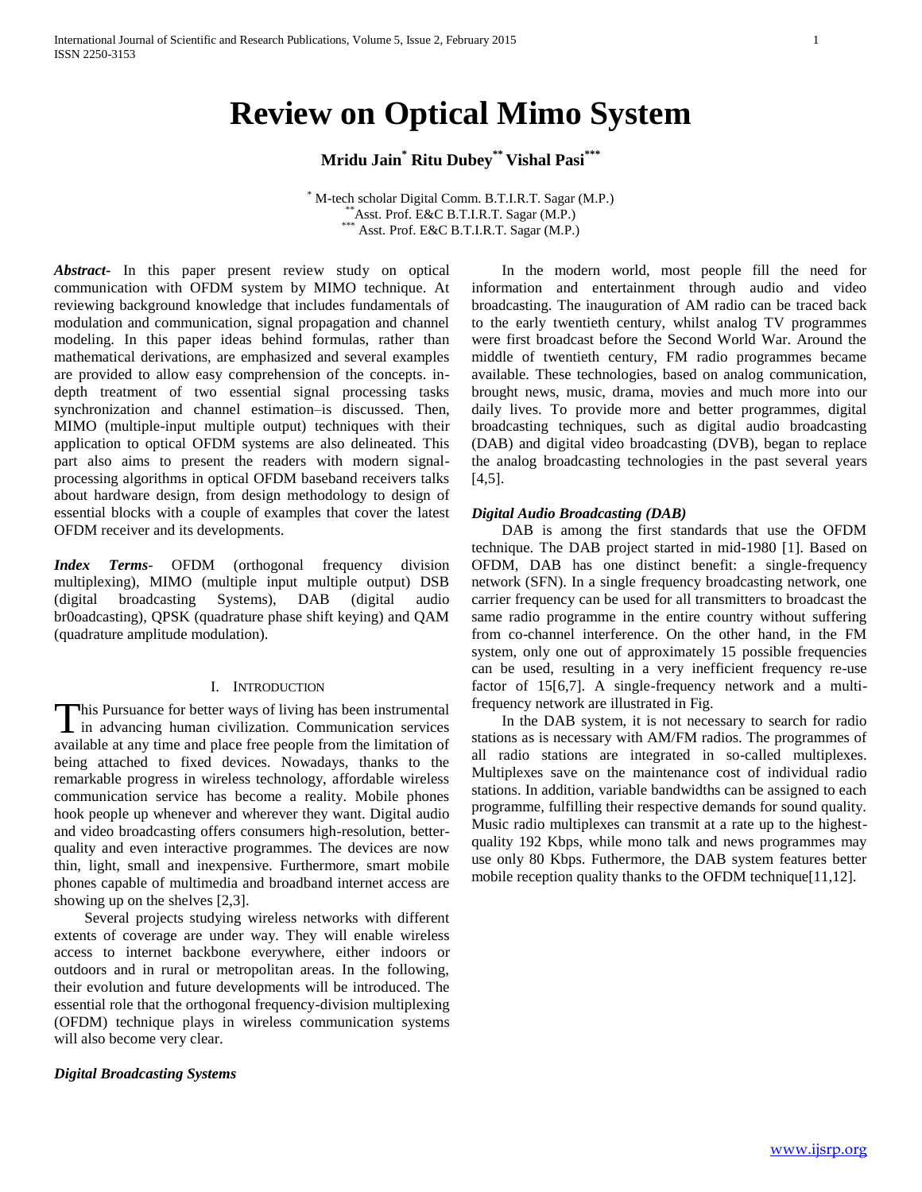# Review on Optical Mimo System

**Mridu Jain[*] Ritu Dubey[**] Vishal Pasi[***]**

[*] M-tech scholar Digital Comm. B.T.I.R.T. Sagar (M.P.)
[**] Asst. Prof. E&C B.T.I.R.T. Sagar (M.P.)
[***] Asst. Prof. E&C B.T.I.R.T. Sagar (M.P.)

***Abstract-*** In this paper present review study on optical communication with OFDM system by MIMO technique. At reviewing background knowledge that includes fundamentals of modulation and communication, signal propagation and channel modeling. In this paper ideas behind formulas, rather than mathematical derivations, are emphasized and several examples are provided to allow easy comprehension of the concepts. in-depth treatment of two essential signal processing tasks synchronization and channel estimation–is discussed. Then, MIMO (multiple-input multiple output) techniques with their application to optical OFDM systems are also delineated. This part also aims to present the readers with modern signal-processing algorithms in optical OFDM baseband receivers talks about hardware design, from design methodology to design of essential blocks with a couple of examples that cover the latest OFDM receiver and its developments.

***Index Terms-*** OFDM (orthogonal frequency division multiplexing), MIMO (multiple input multiple output) DSB (digital broadcasting Systems), DAB (digital audio br0oadcasting), QPSK (quadrature phase shift keying) and QAM (quadrature amplitude modulation).

## I. Introduction

This Pursuance for better ways of living has been instrumental in advancing human civilization. Communication services available at any time and place free people from the limitation of being attached to fixed devices. Nowadays, thanks to the remarkable progress in wireless technology, affordable wireless communication service has become a reality. Mobile phones hook people up whenever and wherever they want. Digital audio and video broadcasting offers consumers high-resolution, better-quality and even interactive programmes. The devices are now thin, light, small and inexpensive. Furthermore, smart mobile phones capable of multimedia and broadband internet access are showing up on the shelves [2,3].

Several projects studying wireless networks with different extents of coverage are under way. They will enable wireless access to internet backbone everywhere, either indoors or outdoors and in rural or metropolitan areas. In the following, their evolution and future developments will be introduced. The essential role that the orthogonal frequency-division multiplexing (OFDM) technique plays in wireless communication systems will also become very clear.

### *Digital Broadcasting Systems*

In the modern world, most people fill the need for information and entertainment through audio and video broadcasting. The inauguration of AM radio can be traced back to the early twentieth century, whilst analog TV programmes were first broadcast before the Second World War. Around the middle of twentieth century, FM radio programmes became available. These technologies, based on analog communication, brought news, music, drama, movies and much more into our daily lives. To provide more and better programmes, digital broadcasting techniques, such as digital audio broadcasting (DAB) and digital video broadcasting (DVB), began to replace the analog broadcasting technologies in the past several years [4,5].

### *Digital Audio Broadcasting (DAB)*

DAB is among the first standards that use the OFDM technique. The DAB project started in mid-1980 [1]. Based on OFDM, DAB has one distinct benefit: a single-frequency network (SFN). In a single frequency broadcasting network, one carrier frequency can be used for all transmitters to broadcast the same radio programme in the entire country without suffering from co-channel interference. On the other hand, in the FM system, only one out of approximately 15 possible frequencies can be used, resulting in a very inefficient frequency re-use factor of 15[6,7]. A single-frequency network and a multi-frequency network are illustrated in Fig.

In the DAB system, it is not necessary to search for radio stations as is necessary with AM/FM radios. The programmes of all radio stations are integrated in so-called multiplexes. Multiplexes save on the maintenance cost of individual radio stations. In addition, variable bandwidths can be assigned to each programme, fulfilling their respective demands for sound quality. Music radio multiplexes can transmit at a rate up to the highest-quality 192 Kbps, while mono talk and news programmes may use only 80 Kbps. Futhermore, the DAB system features better mobile reception quality thanks to the OFDM technique[11,12].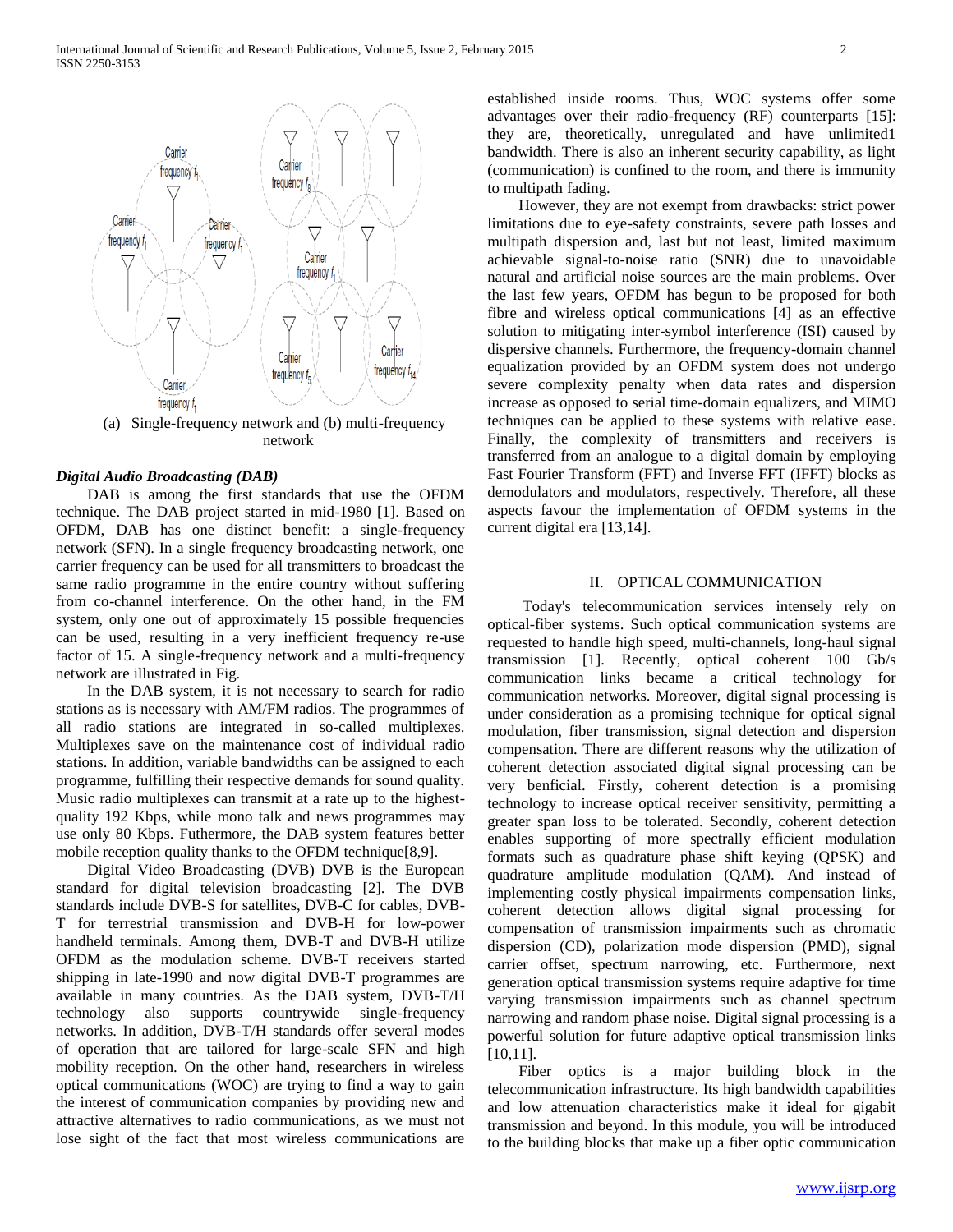(a) Single-frequency network and (b) multi-frequency network

### *Digital Audio Broadcasting (DAB)*

DAB is among the first standards that use the OFDM technique. The DAB project started in mid-1980 [1]. Based on OFDM, DAB has one distinct benefit: a single-frequency network (SFN). In a single frequency broadcasting network, one carrier frequency can be used for all transmitters to broadcast the same radio programme in the entire country without suffering from co-channel interference. On the other hand, in the FM system, only one out of approximately 15 possible frequencies can be used, resulting in a very inefficient frequency re-use factor of 15. A single-frequency network and a multi-frequency network are illustrated in Fig.

In the DAB system, it is not necessary to search for radio stations as is necessary with AM/FM radios. The programmes of all radio stations are integrated in so-called multiplexes. Multiplexes save on the maintenance cost of individual radio stations. In addition, variable bandwidths can be assigned to each programme, fulfilling their respective demands for sound quality. Music radio multiplexes can transmit at a rate up to the highest-quality 192 Kbps, while mono talk and news programmes may use only 80 Kbps. Futhermore, the DAB system features better mobile reception quality thanks to the OFDM technique[8,9].

Digital Video Broadcasting (DVB) DVB is the European standard for digital television broadcasting [2]. The DVB standards include DVB-S for satellites, DVB-C for cables, DVB-T for terrestrial transmission and DVB-H for low-power handheld terminals. Among them, DVB-T and DVB-H utilize OFDM as the modulation scheme. DVB-T receivers started shipping in late-1990 and now digital DVB-T programmes are available in many countries. As the DAB system, DVB-T/H technology also supports countrywide single-frequency networks. In addition, DVB-T/H standards offer several modes of operation that are tailored for large-scale SFN and high mobility reception. On the other hand, researchers in wireless optical communications (WOC) are trying to find a way to gain the interest of communication companies by providing new and attractive alternatives to radio communications, as we must not lose sight of the fact that most wireless communications are established inside rooms. Thus, WOC systems offer some advantages over their radio-frequency (RF) counterparts [15]: they are, theoretically, unregulated and have unlimited1 bandwidth. There is also an inherent security capability, as light (communication) is confined to the room, and there is immunity to multipath fading.

However, they are not exempt from drawbacks: strict power limitations due to eye-safety constraints, severe path losses and multipath dispersion and, last but not least, limited maximum achievable signal-to-noise ratio (SNR) due to unavoidable natural and artificial noise sources are the main problems. Over the last few years, OFDM has begun to be proposed for both fibre and wireless optical communications [4] as an effective solution to mitigating inter-symbol interference (ISI) caused by dispersive channels. Furthermore, the frequency-domain channel equalization provided by an OFDM system does not undergo severe complexity penalty when data rates and dispersion increase as opposed to serial time-domain equalizers, and MIMO techniques can be applied to these systems with relative ease. Finally, the complexity of transmitters and receivers is transferred from an analogue to a digital domain by employing Fast Fourier Transform (FFT) and Inverse FFT (IFFT) blocks as demodulators and modulators, respectively. Therefore, all these aspects favour the implementation of OFDM systems in the current digital era [13,14].

## II. OPTICAL COMMUNICATION

Today's telecommunication services intensely rely on optical-fiber systems. Such optical communication systems are requested to handle high speed, multi-channels, long-haul signal transmission [1]. Recently, optical coherent 100 Gb/s communication links became a critical technology for communication networks. Moreover, digital signal processing is under consideration as a promising technique for optical signal modulation, fiber transmission, signal detection and dispersion compensation. There are different reasons why the utilization of coherent detection associated digital signal processing can be very benficial. Firstly, coherent detection is a promising technology to increase optical receiver sensitivity, permitting a greater span loss to be tolerated. Secondly, coherent detection enables supporting of more spectrally efficient modulation formats such as quadrature phase shift keying (QPSK) and quadrature amplitude modulation (QAM). And instead of implementing costly physical impairments compensation links, coherent detection allows digital signal processing for compensation of transmission impairments such as chromatic dispersion (CD), polarization mode dispersion (PMD), signal carrier offset, spectrum narrowing, etc. Furthermore, next generation optical transmission systems require adaptive for time varying transmission impairments such as channel spectrum narrowing and random phase noise. Digital signal processing is a powerful solution for future adaptive optical transmission links [10,11].

Fiber optics is a major building block in the telecommunication infrastructure. Its high bandwidth capabilities and low attenuation characteristics make it ideal for gigabit transmission and beyond. In this module, you will be introduced to the building blocks that make up a fiber optic communication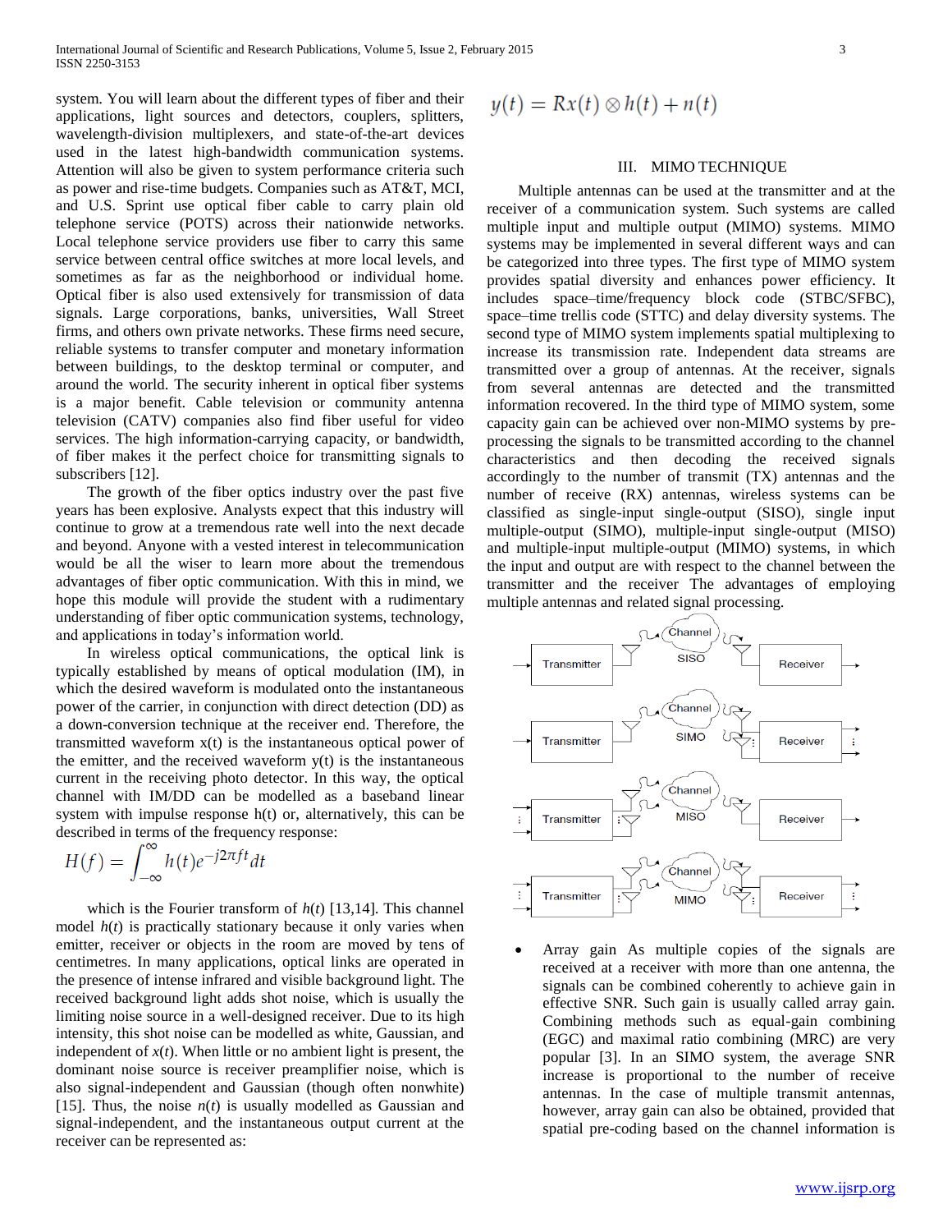system. You will learn about the different types of fiber and their applications, light sources and detectors, couplers, splitters, wavelength-division multiplexers, and state-of-the-art devices used in the latest high-bandwidth communication systems. Attention will also be given to system performance criteria such as power and rise-time budgets. Companies such as AT&T, MCI, and U.S. Sprint use optical fiber cable to carry plain old telephone service (POTS) across their nationwide networks. Local telephone service providers use fiber to carry this same service between central office switches at more local levels, and sometimes as far as the neighborhood or individual home. Optical fiber is also used extensively for transmission of data signals. Large corporations, banks, universities, Wall Street firms, and others own private networks. These firms need secure, reliable systems to transfer computer and monetary information between buildings, to the desktop terminal or computer, and around the world. The security inherent in optical fiber systems is a major benefit. Cable television or community antenna television (CATV) companies also find fiber useful for video services. The high information-carrying capacity, or bandwidth, of fiber makes it the perfect choice for transmitting signals to subscribers [12].

The growth of the fiber optics industry over the past five years has been explosive. Analysts expect that this industry will continue to grow at a tremendous rate well into the next decade and beyond. Anyone with a vested interest in telecommunication would be all the wiser to learn more about the tremendous advantages of fiber optic communication. With this in mind, we hope this module will provide the student with a rudimentary understanding of fiber optic communication systems, technology, and applications in today's information world.

In wireless optical communications, the optical link is typically established by means of optical modulation (IM), in which the desired waveform is modulated onto the instantaneous power of the carrier, in conjunction with direct detection (DD) as a down-conversion technique at the receiver end. Therefore, the transmitted waveform x(t) is the instantaneous optical power of the emitter, and the received waveform y(t) is the instantaneous current in the receiving photo detector. In this way, the optical channel with IM/DD can be modelled as a baseband linear system with impulse response h(t) or, alternatively, this can be described in terms of the frequency response:

$$H(f) = \int_{-\infty}^{\infty} h(t)e^{-j2\pi ft}dt$$

which is the Fourier transform of $h(t)$ [13,14]. This channel model $h(t)$ is practically stationary because it only varies when emitter, receiver or objects in the room are moved by tens of centimetres. In many applications, optical links are operated in the presence of intense infrared and visible background light. The received background light adds shot noise, which is usually the limiting noise source in a well-designed receiver. Due to its high intensity, this shot noise can be modelled as white, Gaussian, and independent of $x(t)$. When little or no ambient light is present, the dominant noise source is receiver preamplifier noise, which is also signal-independent and Gaussian (though often nonwhite) [15]. Thus, the noise $n(t)$ is usually modelled as Gaussian and signal-independent, and the instantaneous output current at the receiver can be represented as:

$$y(t) = Rx(t) \otimes h(t) + n(t)$$

## III. MIMO TECHNIQUE

Multiple antennas can be used at the transmitter and at the receiver of a communication system. Such systems are called multiple input and multiple output (MIMO) systems. MIMO systems may be implemented in several different ways and can be categorized into three types. The first type of MIMO system provides spatial diversity and enhances power efficiency. It includes space–time/frequency block code (STBC/SFBC), space–time trellis code (STTC) and delay diversity systems. The second type of MIMO system implements spatial multiplexing to increase its transmission rate. Independent data streams are transmitted over a group of antennas. At the receiver, signals from several antennas are detected and the transmitted information recovered. In the third type of MIMO system, some capacity gain can be achieved over non-MIMO systems by pre-processing the signals to be transmitted according to the channel characteristics and then decoding the received signals accordingly to the number of transmit (TX) antennas and the number of receive (RX) antennas, wireless systems can be classified as single-input single-output (SISO), single input multiple-output (SIMO), multiple-input single-output (MISO) and multiple-input multiple-output (MIMO) systems, in which the input and output are with respect to the channel between the transmitter and the receiver The advantages of employing multiple antennas and related signal processing.

Transmitter Channel SISO Receiver

Transmitter Channel SIMO Receiver

Transmitter Channel MISO Receiver

Transmitter Channel MIMO Receiver

- Array gain As multiple copies of the signals are received at a receiver with more than one antenna, the signals can be combined coherently to achieve gain in effective SNR. Such gain is usually called array gain. Combining methods such as equal-gain combining (EGC) and maximal ratio combining (MRC) are very popular [3]. In an SIMO system, the average SNR increase is proportional to the number of receive antennas. In the case of multiple transmit antennas, however, array gain can also be obtained, provided that spatial pre-coding based on the channel information is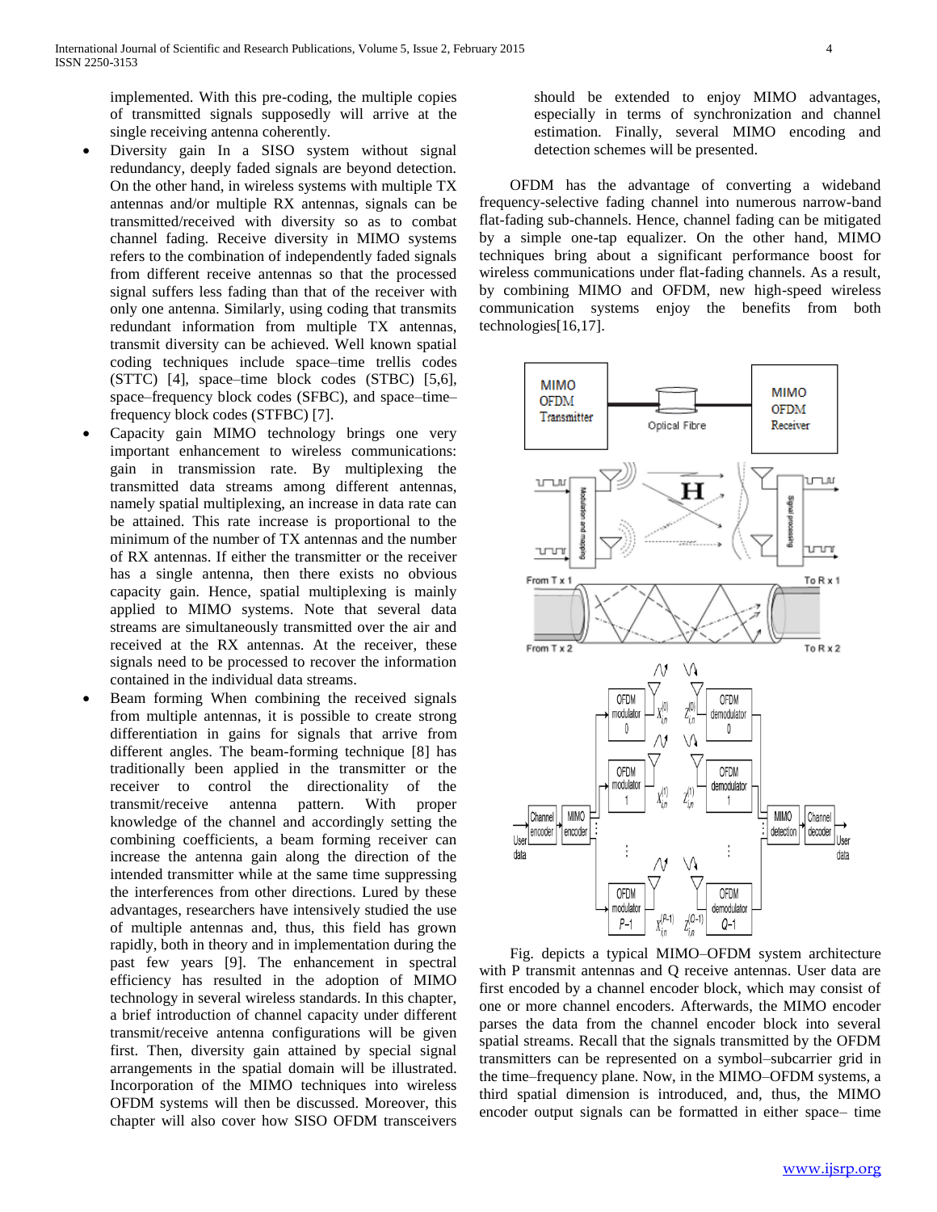implemented. With this pre-coding, the multiple copies of transmitted signals supposedly will arrive at the single receiving antenna coherently.

- Diversity gain In a SISO system without signal redundancy, deeply faded signals are beyond detection. On the other hand, in wireless systems with multiple TX antennas and/or multiple RX antennas, signals can be transmitted/received with diversity so as to combat channel fading. Receive diversity in MIMO systems refers to the combination of independently faded signals from different receive antennas so that the processed signal suffers less fading than that of the receiver with only one antenna. Similarly, using coding that transmits redundant information from multiple TX antennas, transmit diversity can be achieved. Well known spatial coding techniques include space–time trellis codes (STTC) [4], space–time block codes (STBC) [5,6], space–frequency block codes (SFBC), and space–time–frequency block codes (STFBC) [7].
- Capacity gain MIMO technology brings one very important enhancement to wireless communications: gain in transmission rate. By multiplexing the transmitted data streams among different antennas, namely spatial multiplexing, an increase in data rate can be attained. This rate increase is proportional to the minimum of the number of TX antennas and the number of RX antennas. If either the transmitter or the receiver has a single antenna, then there exists no obvious capacity gain. Hence, spatial multiplexing is mainly applied to MIMO systems. Note that several data streams are simultaneously transmitted over the air and received at the RX antennas. At the receiver, these signals need to be processed to recover the information contained in the individual data streams.
- Beam forming When combining the received signals from multiple antennas, it is possible to create strong differentiation in gains for signals that arrive from different angles. The beam-forming technique [8] has traditionally been applied in the transmitter or the receiver to control the directionality of the transmit/receive antenna pattern. With proper knowledge of the channel and accordingly setting the combining coefficients, a beam forming receiver can increase the antenna gain along the direction of the intended transmitter while at the same time suppressing the interferences from other directions. Lured by these advantages, researchers have intensively studied the use of multiple antennas and, thus, this field has grown rapidly, both in theory and in implementation during the past few years [9]. The enhancement in spectral efficiency has resulted in the adoption of MIMO technology in several wireless standards. In this chapter, a brief introduction of channel capacity under different transmit/receive antenna configurations will be given first. Then, diversity gain attained by special signal arrangements in the spatial domain will be illustrated. Incorporation of the MIMO techniques into wireless OFDM systems will then be discussed. Moreover, this chapter will also cover how SISO OFDM transceivers should be extended to enjoy MIMO advantages, especially in terms of synchronization and channel estimation. Finally, several MIMO encoding and detection schemes will be presented.

OFDM has the advantage of converting a wideband frequency-selective fading channel into numerous narrow-band flat-fading sub-channels. Hence, channel fading can be mitigated by a simple one-tap equalizer. On the other hand, MIMO techniques bring about a significant performance boost for wireless communications under flat-fading channels. As a result, by combining MIMO and OFDM, new high-speed wireless communication systems enjoy the benefits from both technologies[16,17].

MIMO OFDM Transmitter
Optical Fibre
MIMO OFDM Receiver
Modulation and mapping
H
Signal processing
From T x 1
To R x 1
From T x 2
To R x 2
User data
Channel encoder
MIMO encoder
OFDM modulator 0
OFDM modulator 1
OFDM modulator P–1
$X_{l,n}^{(0)}$
$X_{l,n}^{(1)}$
$X_{l,n}^{(P-1)}$
$Z_{l,n}^{(0)}$
$Z_{l,n}^{(1)}$
$Z_{l,n}^{(Q-1)}$
OFDM demodulator 0
OFDM demodulator 1
OFDM demodulator Q–1
MIMO detection
Channel decoder
User data

Fig. depicts a typical MIMO–OFDM system architecture with P transmit antennas and Q receive antennas. User data are first encoded by a channel encoder block, which may consist of one or more channel encoders. Afterwards, the MIMO encoder parses the data from the channel encoder block into several spatial streams. Recall that the signals transmitted by the OFDM transmitters can be represented on a symbol–subcarrier grid in the time–frequency plane. Now, in the MIMO–OFDM systems, a third spatial dimension is introduced, and, thus, the MIMO encoder output signals can be formatted in either space– time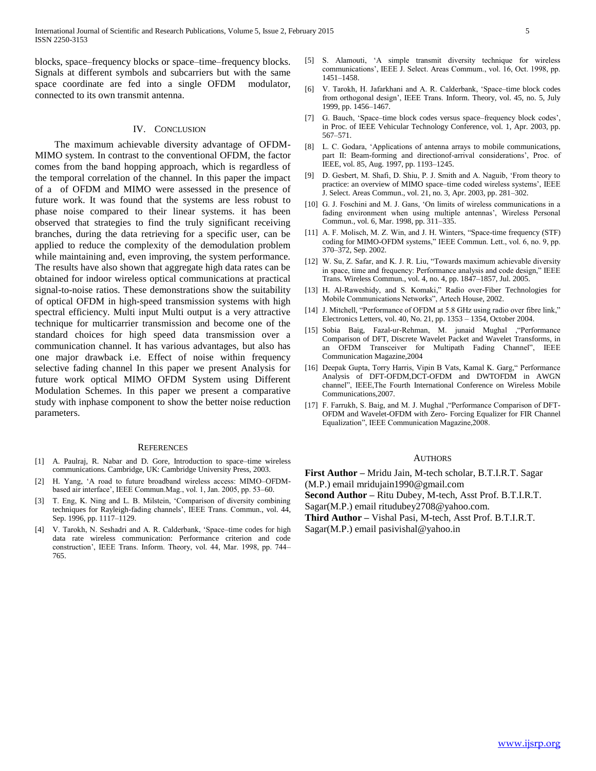blocks, space–frequency blocks or space–time–frequency blocks. Signals at different symbols and subcarriers but with the same space coordinate are fed into a single OFDM modulator, connected to its own transmit antenna.

## IV. Conclusion

The maximum achievable diversity advantage of OFDM-MIMO system. In contrast to the conventional OFDM, the factor comes from the band hopping approach, which is regardless of the temporal correlation of the channel. In this paper the impact of a of OFDM and MIMO were assessed in the presence of future work. It was found that the systems are less robust to phase noise compared to their linear systems. it has been observed that strategies to find the truly significant receiving branches, during the data retrieving for a specific user, can be applied to reduce the complexity of the demodulation problem while maintaining and, even improving, the system performance. The results have also shown that aggregate high data rates can be obtained for indoor wireless optical communications at practical signal-to-noise ratios. These demonstrations show the suitability of optical OFDM in high-speed transmission systems with high spectral efficiency. Multi input Multi output is a very attractive technique for multicarrier transmission and become one of the standard choices for high speed data transmission over a communication channel. It has various advantages, but also has one major drawback i.e. Effect of noise within frequency selective fading channel In this paper we present Analysis for future work optical MIMO OFDM System using Different Modulation Schemes. In this paper we present a comparative study with inphase component to show the better noise reduction parameters.

## References

[1] A. Paulraj, R. Nabar and D. Gore, Introduction to space–time wireless communications. Cambridge, UK: Cambridge University Press, 2003.

[2] H. Yang, 'A road to future broadband wireless access: MIMO–OFDM-based air interface', IEEE Commun.Mag., vol. 1, Jan. 2005, pp. 53–60.

[3] T. Eng, K. Ning and L. B. Milstein, 'Comparison of diversity combining techniques for Rayleigh-fading channels', IEEE Trans. Commun., vol. 44, Sep. 1996, pp. 1117–1129.

[4] V. Tarokh, N. Seshadri and A. R. Calderbank, 'Space–time codes for high data rate wireless communication: Performance criterion and code construction', IEEE Trans. Inform. Theory, vol. 44, Mar. 1998, pp. 744–765.

[5] S. Alamouti, 'A simple transmit diversity technique for wireless communications', IEEE J. Select. Areas Commum., vol. 16, Oct. 1998, pp. 1451–1458.

[6] V. Tarokh, H. Jafarkhani and A. R. Calderbank, 'Space–time block codes from orthogonal design', IEEE Trans. Inform. Theory, vol. 45, no. 5, July 1999, pp. 1456–1467.

[7] G. Bauch, 'Space–time block codes versus space–frequency block codes', in Proc. of IEEE Vehicular Technology Conference, vol. 1, Apr. 2003, pp. 567–571.

[8] L. C. Godara, 'Applications of antenna arrays to mobile communications, part II: Beam-forming and directionof-arrival considerations', Proc. of IEEE, vol. 85, Aug. 1997, pp. 1193–1245.

[9] D. Gesbert, M. Shafi, D. Shiu, P. J. Smith and A. Naguib, 'From theory to practice: an overview of MIMO space–time coded wireless systems', IEEE J. Select. Areas Commun., vol. 21, no. 3, Apr. 2003, pp. 281–302.

[10] G. J. Foschini and M. J. Gans, 'On limits of wireless communications in a fading environment when using multiple antennas', Wireless Personal Commun., vol. 6, Mar. 1998, pp. 311–335.

[11] A. F. Molisch, M. Z. Win, and J. H. Winters, "Space-time frequency (STF) coding for MIMO-OFDM systems," IEEE Commun. Lett., vol. 6, no. 9, pp. 370–372, Sep. 2002.

[12] W. Su, Z. Safar, and K. J. R. Liu, "Towards maximum achievable diversity in space, time and frequency: Performance analysis and code design," IEEE Trans. Wireless Commun., vol. 4, no. 4, pp. 1847–1857, Jul. 2005.

[13] H. Al-Raweshidy, and S. Komaki," Radio over-Fiber Technologies for Mobile Communications Networks", Artech House, 2002.

[14] J. Mitchell, "Performance of OFDM at 5.8 GHz using radio over fibre link," Electronics Letters, vol. 40, No. 21, pp. 1353 – 1354, October 2004.

[15] Sobia Baig, Fazal-ur-Rehman, M. junaid Mughal ,"Performance Comparison of DFT, Discrete Wavelet Packet and Wavelet Transforms, in an OFDM Transceiver for Multipath Fading Channel", IEEE Communication Magazine,2004

[16] Deepak Gupta, Torry Harris, Vipin B Vats, Kamal K. Garg," Performance Analysis of DFT-OFDM,DCT-OFDM and DWTOFDM in AWGN channel", IEEE,The Fourth International Conference on Wireless Mobile Communications,2007.

[17] F. Farrukh, S. Baig, and M. J. Mughal ,"Performance Comparison of DFT-OFDM and Wavelet-OFDM with Zero- Forcing Equalizer for FIR Channel Equalization", IEEE Communication Magazine,2008.

## Authors

**First Author –** Mridu Jain, M-tech scholar, B.T.I.R.T. Sagar (M.P.) email mridujain1990@gmail.com

**Second Author –** Ritu Dubey, M-tech, Asst Prof. B.T.I.R.T. Sagar(M.P.) email ritudubey2708@yahoo.com.

**Third Author –** Vishal Pasi, M-tech, Asst Prof. B.T.I.R.T. Sagar(M.P.) email pasivishal@yahoo.in